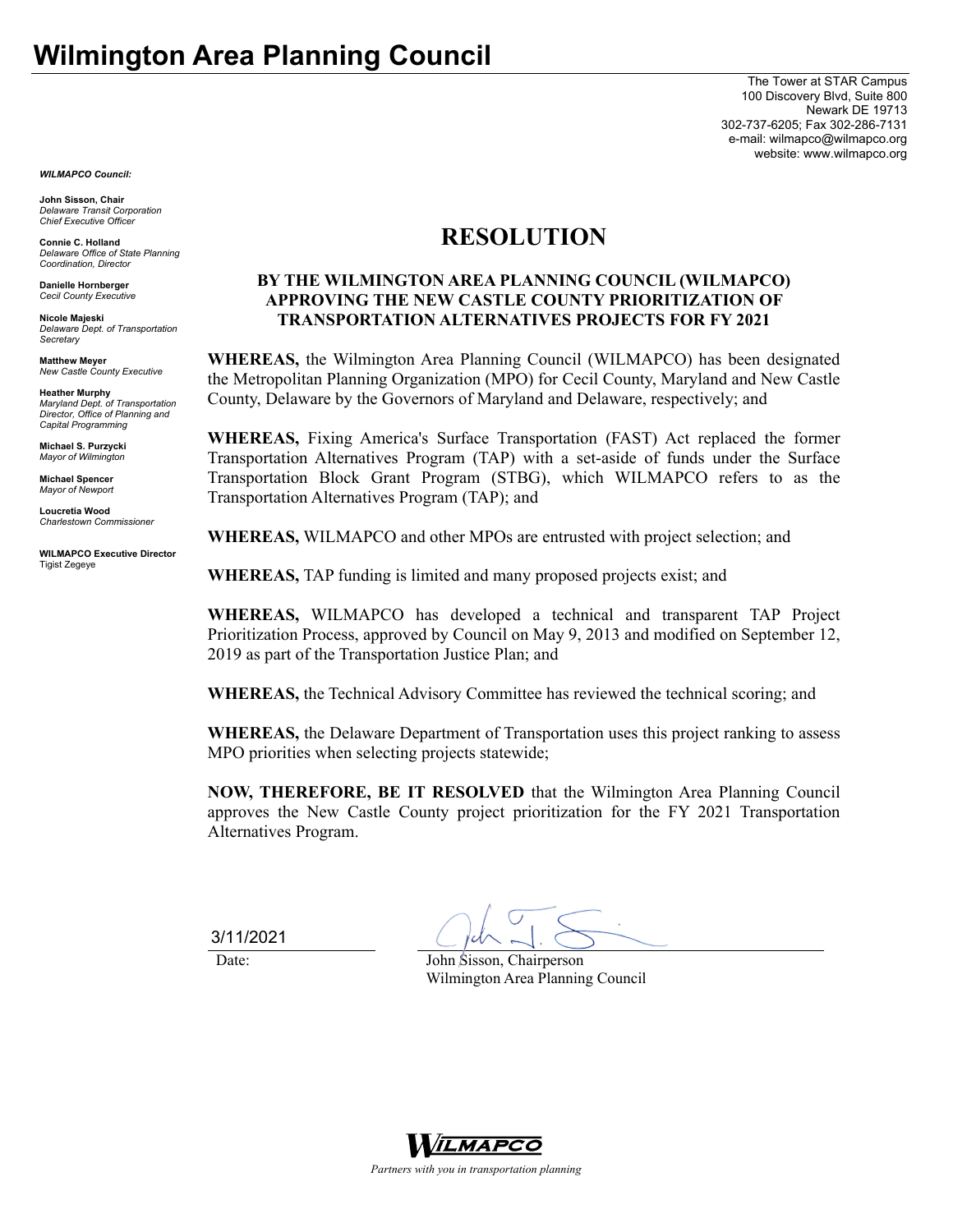# Wilmington Area Planning Council

The Tower at STAR Campus
100 Discovery Blvd, Suite 800
Newark DE 19713
302-737-6205; Fax 302-286-7131
e-mail: wilmapco@wilmapco.org
website: www.wilmapco.org

***WILMAPCO Council:***

**John Sisson, Chair**
*Delaware Transit Corporation Chief Executive Officer*

**Connie C. Holland**
*Delaware Office of State Planning Coordination, Director*

**Danielle Hornberger**
*Cecil County Executive*

**Nicole Majeski**
*Delaware Dept. of Transportation Secretary*

**Matthew Meyer**
*New Castle County Executive*

**Heather Murphy**
*Maryland Dept. of Transportation Director, Office of Planning and Capital Programming*

**Michael S. Purzycki**
*Mayor of Wilmington*

**Michael Spencer**
*Mayor of Newport*

**Loucretia Wood**
*Charlestown Commissioner*

**WILMAPCO Executive Director**
Tigist Zegeye

## RESOLUTION

### BY THE WILMINGTON AREA PLANNING COUNCIL (WILMAPCO) APPROVING THE NEW CASTLE COUNTY PRIORITIZATION OF TRANSPORTATION ALTERNATIVES PROJECTS FOR FY 2021

**WHEREAS,** the Wilmington Area Planning Council (WILMAPCO) has been designated the Metropolitan Planning Organization (MPO) for Cecil County, Maryland and New Castle County, Delaware by the Governors of Maryland and Delaware, respectively; and

**WHEREAS,** Fixing America's Surface Transportation (FAST) Act replaced the former Transportation Alternatives Program (TAP) with a set-aside of funds under the Surface Transportation Block Grant Program (STBG), which WILMAPCO refers to as the Transportation Alternatives Program (TAP); and

**WHEREAS,** WILMAPCO and other MPOs are entrusted with project selection; and

**WHEREAS,** TAP funding is limited and many proposed projects exist; and

**WHEREAS,** WILMAPCO has developed a technical and transparent TAP Project Prioritization Process, approved by Council on May 9, 2013 and modified on September 12, 2019 as part of the Transportation Justice Plan; and

**WHEREAS,** the Technical Advisory Committee has reviewed the technical scoring; and

**WHEREAS,** the Delaware Department of Transportation uses this project ranking to assess MPO priorities when selecting projects statewide;

**NOW, THEREFORE, BE IT RESOLVED** that the Wilmington Area Planning Council approves the New Castle County project prioritization for the FY 2021 Transportation Alternatives Program.

3/11/2021
Date:

John Sisson, Chairperson
Wilmington Area Planning Council

WILMAPCO
*Partners with you in transportation planning*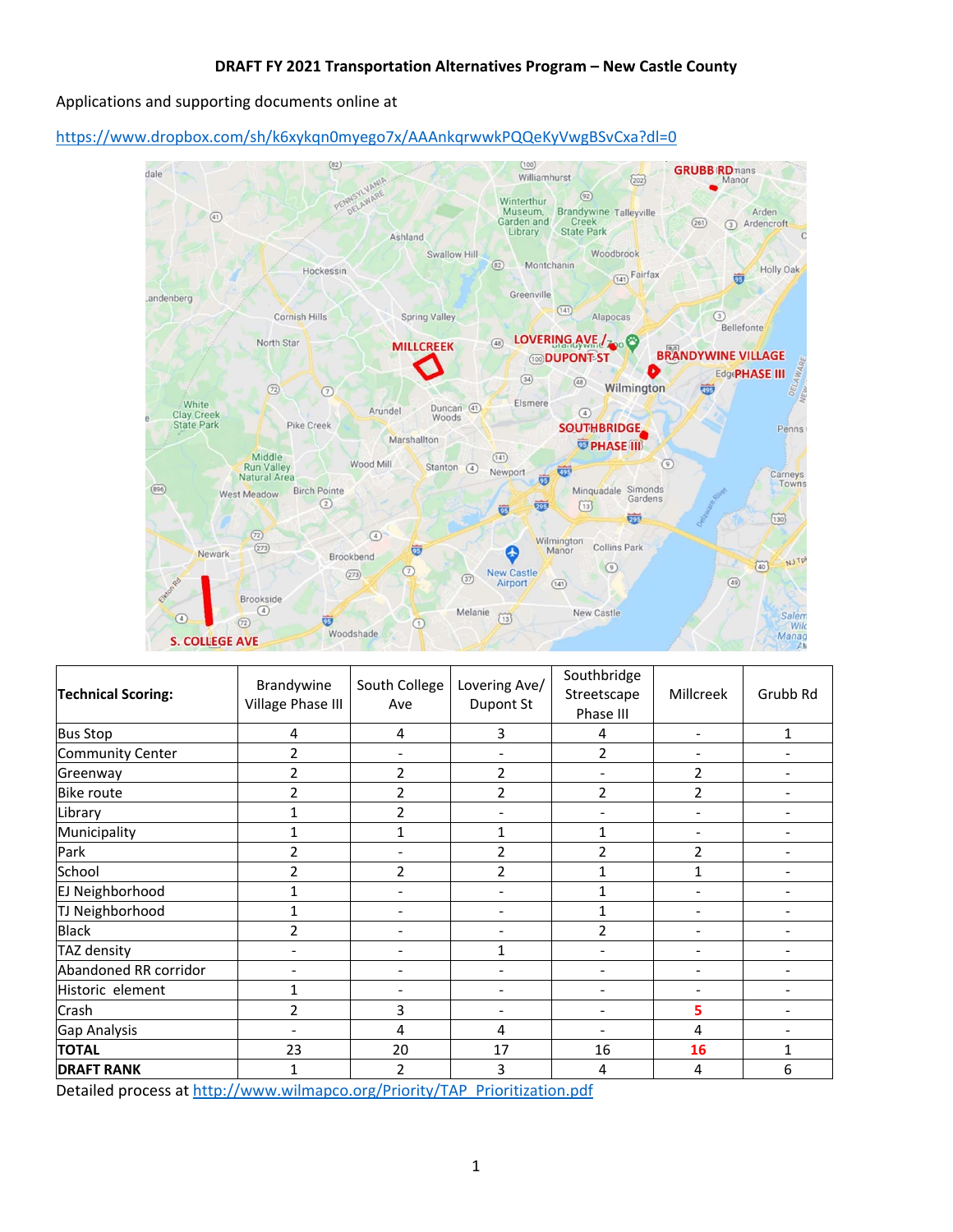**DRAFT FY 2021 Transportation Alternatives Program – New Castle County**

Applications and supporting documents online at

https://www.dropbox.com/sh/k6xykqn0myego7x/AAAnkqrwwkPQQeKyVwgBSvCxa?dl=0

| Technical Scoring: | Brandywine Village Phase III | South College Ave | Lovering Ave/ Dupont St | Southbridge Streetscape Phase III | Millcreek | Grubb Rd |
|---|---|---|---|---|---|---|
| Bus Stop | 4 | 4 | 3 | 4 | - | 1 |
| Community Center | 2 | - | - | 2 | - | - |
| Greenway | 2 | 2 | 2 | - | 2 | - |
| Bike route | 2 | 2 | 2 | 2 | 2 | - |
| Library | 1 | 2 | - | - | - | - |
| Municipality | 1 | 1 | 1 | 1 | - | - |
| Park | 2 | - | 2 | 2 | 2 | - |
| School | 2 | 2 | 2 | 1 | 1 | - |
| EJ Neighborhood | 1 | - | - | 1 | - | - |
| TJ Neighborhood | 1 | - | - | 1 | - | - |
| Black | 2 | - | - | 2 | - | - |
| TAZ density | - | - | 1 | - | - | - |
| Abandoned RR corridor | - | - | - | - | - | - |
| Historic element | 1 | - | - | - | - | - |
| Crash | 2 | 3 | - | - | 5 | - |
| Gap Analysis | - | 4 | 4 | - | 4 | - |
| **TOTAL** | 23 | 20 | 17 | 16 | 16 | 1 |
| **DRAFT RANK** | 1 | 2 | 3 | 4 | 4 | 6 |

Detailed process at http://www.wilmapco.org/Priority/TAP_Prioritization.pdf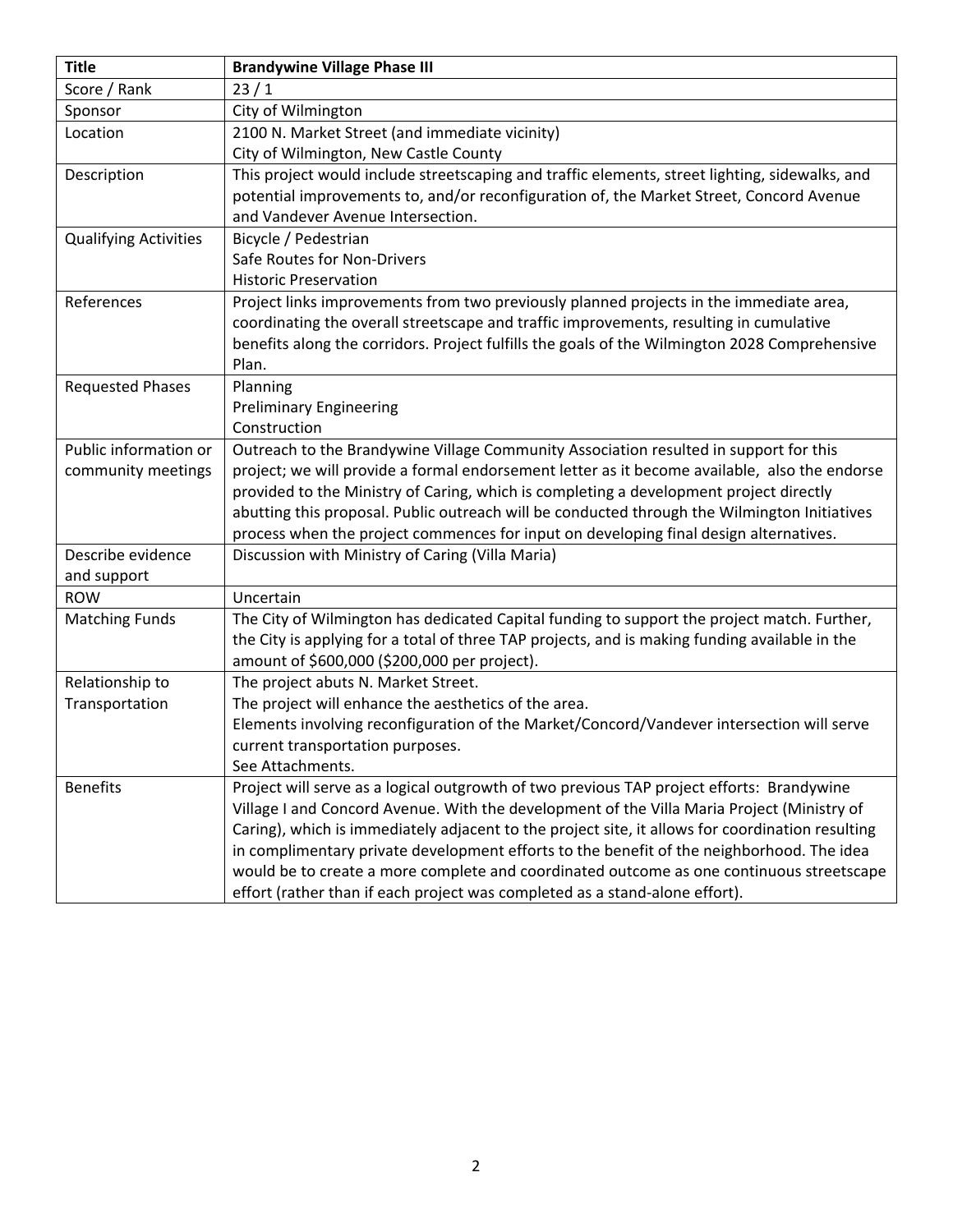| Title | Brandywine Village Phase III |
|---|---|
| Score / Rank | 23 / 1 |
| Sponsor | City of Wilmington |
| Location | 2100 N. Market Street (and immediate vicinity)<br>City of Wilmington, New Castle County |
| Description | This project would include streetscaping and traffic elements, street lighting, sidewalks, and potential improvements to, and/or reconfiguration of, the Market Street, Concord Avenue and Vandever Avenue Intersection. |
| Qualifying Activities | Bicycle / Pedestrian<br>Safe Routes for Non-Drivers<br>Historic Preservation |
| References | Project links improvements from two previously planned projects in the immediate area, coordinating the overall streetscape and traffic improvements, resulting in cumulative benefits along the corridors. Project fulfills the goals of the Wilmington 2028 Comprehensive Plan. |
| Requested Phases | Planning<br>Preliminary Engineering<br>Construction |
| Public information or community meetings | Outreach to the Brandywine Village Community Association resulted in support for this project; we will provide a formal endorsement letter as it become available, also the endorse provided to the Ministry of Caring, which is completing a development project directly abutting this proposal. Public outreach will be conducted through the Wilmington Initiatives process when the project commences for input on developing final design alternatives. |
| Describe evidence and support | Discussion with Ministry of Caring (Villa Maria) |
| ROW | Uncertain |
| Matching Funds | The City of Wilmington has dedicated Capital funding to support the project match. Further, the City is applying for a total of three TAP projects, and is making funding available in the amount of $600,000 ($200,000 per project). |
| Relationship to Transportation | The project abuts N. Market Street.<br>The project will enhance the aesthetics of the area.<br>Elements involving reconfiguration of the Market/Concord/Vandever intersection will serve current transportation purposes.<br>See Attachments. |
| Benefits | Project will serve as a logical outgrowth of two previous TAP project efforts: Brandywine Village I and Concord Avenue. With the development of the Villa Maria Project (Ministry of Caring), which is immediately adjacent to the project site, it allows for coordination resulting in complimentary private development efforts to the benefit of the neighborhood. The idea would be to create a more complete and coordinated outcome as one continuous streetscape effort (rather than if each project was completed as a stand-alone effort). |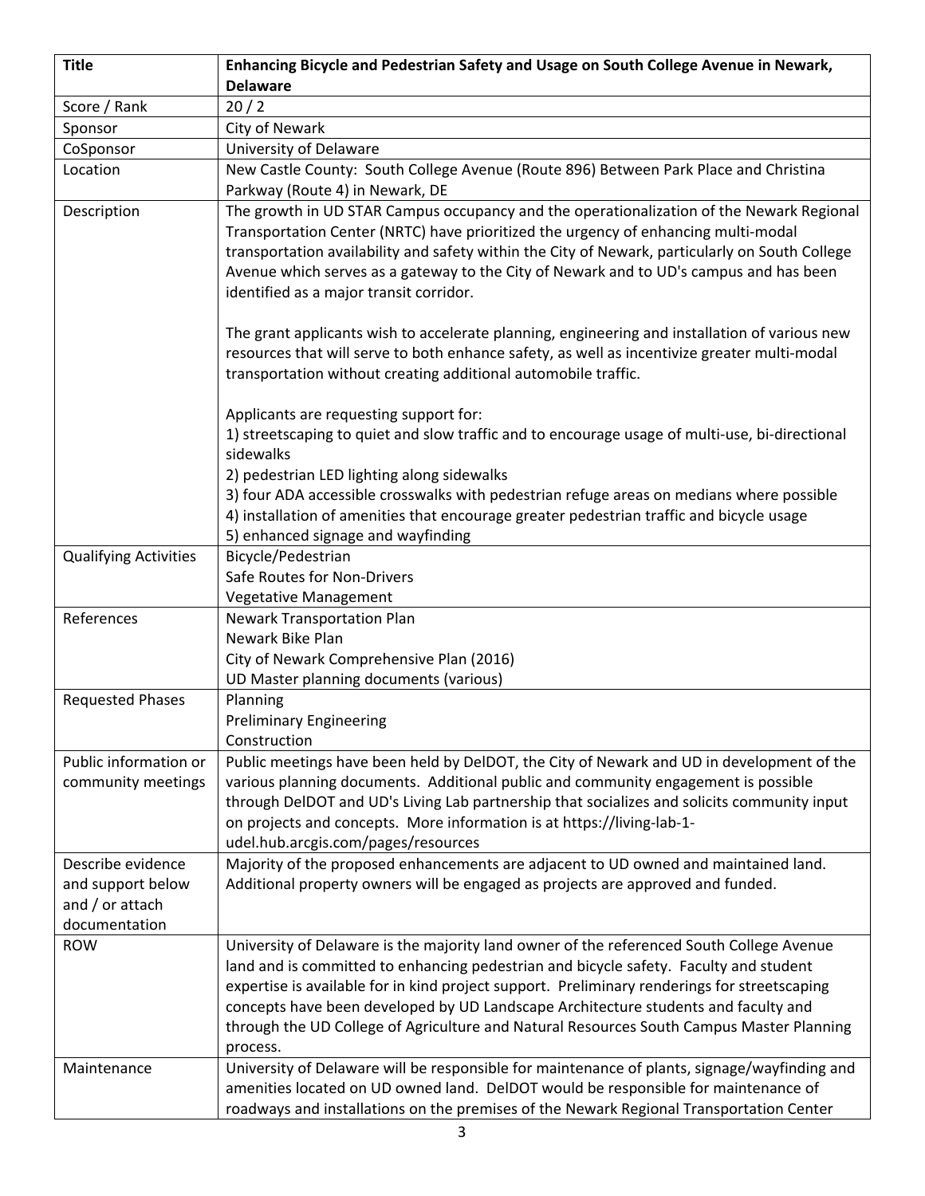| Title | **Enhancing Bicycle and Pedestrian Safety and Usage on South College Avenue in Newark, Delaware** |
|---|---|
| Score / Rank | 20 / 2 |
| Sponsor | City of Newark |
| CoSponsor | University of Delaware |
| Location | New Castle County: South College Avenue (Route 896) Between Park Place and Christina Parkway (Route 4) in Newark, DE |
| Description | The growth in UD STAR Campus occupancy and the operationalization of the Newark Regional Transportation Center (NRTC) have prioritized the urgency of enhancing multi-modal transportation availability and safety within the City of Newark, particularly on South College Avenue which serves as a gateway to the City of Newark and to UD's campus and has been identified as a major transit corridor.<br><br>The grant applicants wish to accelerate planning, engineering and installation of various new resources that will serve to both enhance safety, as well as incentivize greater multi-modal transportation without creating additional automobile traffic.<br><br>Applicants are requesting support for:<br>1) streetscaping to quiet and slow traffic and to encourage usage of multi-use, bi-directional sidewalks<br>2) pedestrian LED lighting along sidewalks<br>3) four ADA accessible crosswalks with pedestrian refuge areas on medians where possible<br>4) installation of amenities that encourage greater pedestrian traffic and bicycle usage<br>5) enhanced signage and wayfinding |
| Qualifying Activities | Bicycle/Pedestrian<br>Safe Routes for Non-Drivers<br>Vegetative Management |
| References | Newark Transportation Plan<br>Newark Bike Plan<br>City of Newark Comprehensive Plan (2016)<br>UD Master planning documents (various) |
| Requested Phases | Planning<br>Preliminary Engineering<br>Construction |
| Public information or community meetings | Public meetings have been held by DelDOT, the City of Newark and UD in development of the various planning documents. Additional public and community engagement is possible through DelDOT and UD's Living Lab partnership that socializes and solicits community input on projects and concepts. More information is at https://living-lab-1-udel.hub.arcgis.com/pages/resources |
| Describe evidence and support below and / or attach documentation | Majority of the proposed enhancements are adjacent to UD owned and maintained land. Additional property owners will be engaged as projects are approved and funded. |
| ROW | University of Delaware is the majority land owner of the referenced South College Avenue land and is committed to enhancing pedestrian and bicycle safety. Faculty and student expertise is available for in kind project support. Preliminary renderings for streetscaping concepts have been developed by UD Landscape Architecture students and faculty and through the UD College of Agriculture and Natural Resources South Campus Master Planning process. |
| Maintenance | University of Delaware will be responsible for maintenance of plants, signage/wayfinding and amenities located on UD owned land. DelDOT would be responsible for maintenance of roadways and installations on the premises of the Newark Regional Transportation Center |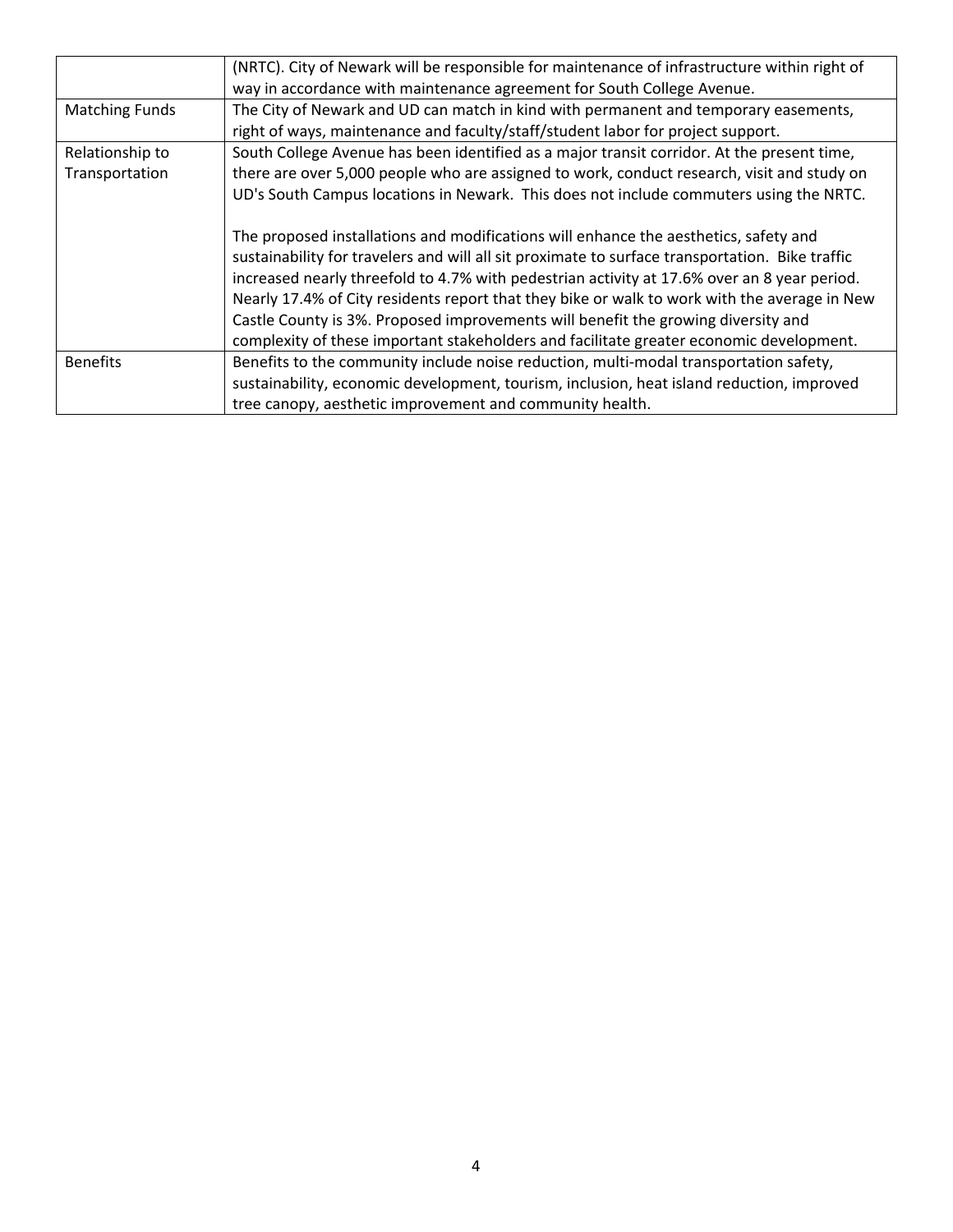| | |
|---|---|
| | (NRTC). City of Newark will be responsible for maintenance of infrastructure within right of way in accordance with maintenance agreement for South College Avenue. |
| Matching Funds | The City of Newark and UD can match in kind with permanent and temporary easements, right of ways, maintenance and faculty/staff/student labor for project support. |
| Relationship to Transportation | South College Avenue has been identified as a major transit corridor. At the present time, there are over 5,000 people who are assigned to work, conduct research, visit and study on UD's South Campus locations in Newark. This does not include commuters using the NRTC.<br><br>The proposed installations and modifications will enhance the aesthetics, safety and sustainability for travelers and will all sit proximate to surface transportation. Bike traffic increased nearly threefold to 4.7% with pedestrian activity at 17.6% over an 8 year period. Nearly 17.4% of City residents report that they bike or walk to work with the average in New Castle County is 3%. Proposed improvements will benefit the growing diversity and complexity of these important stakeholders and facilitate greater economic development. |
| Benefits | Benefits to the community include noise reduction, multi-modal transportation safety, sustainability, economic development, tourism, inclusion, heat island reduction, improved tree canopy, aesthetic improvement and community health. |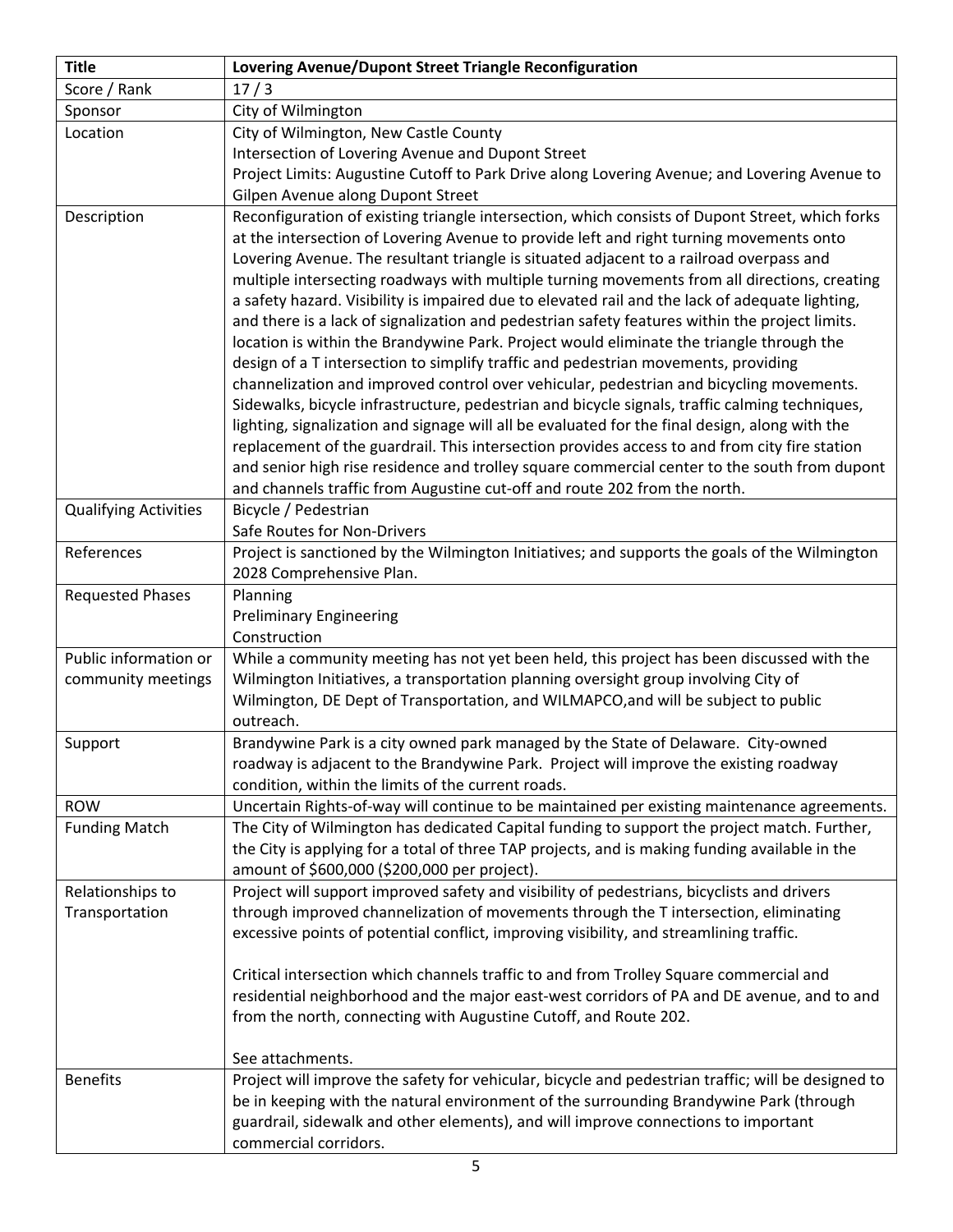| Title | Lovering Avenue/Dupont Street Triangle Reconfiguration |
|---|---|
| Score / Rank | 17 / 3 |
| Sponsor | City of Wilmington |
| Location | City of Wilmington, New Castle County<br>Intersection of Lovering Avenue and Dupont Street<br>Project Limits: Augustine Cutoff to Park Drive along Lovering Avenue; and Lovering Avenue to Gilpen Avenue along Dupont Street |
| Description | Reconfiguration of existing triangle intersection, which consists of Dupont Street, which forks at the intersection of Lovering Avenue to provide left and right turning movements onto Lovering Avenue. The resultant triangle is situated adjacent to a railroad overpass and multiple intersecting roadways with multiple turning movements from all directions, creating a safety hazard. Visibility is impaired due to elevated rail and the lack of adequate lighting, and there is a lack of signalization and pedestrian safety features within the project limits. location is within the Brandywine Park. Project would eliminate the triangle through the design of a T intersection to simplify traffic and pedestrian movements, providing channelization and improved control over vehicular, pedestrian and bicycling movements. Sidewalks, bicycle infrastructure, pedestrian and bicycle signals, traffic calming techniques, lighting, signalization and signage will all be evaluated for the final design, along with the replacement of the guardrail. This intersection provides access to and from city fire station and senior high rise residence and trolley square commercial center to the south from dupont and channels traffic from Augustine cut-off and route 202 from the north. |
| Qualifying Activities | Bicycle / Pedestrian<br>Safe Routes for Non-Drivers |
| References | Project is sanctioned by the Wilmington Initiatives; and supports the goals of the Wilmington 2028 Comprehensive Plan. |
| Requested Phases | Planning<br>Preliminary Engineering<br>Construction |
| Public information or community meetings | While a community meeting has not yet been held, this project has been discussed with the Wilmington Initiatives, a transportation planning oversight group involving City of Wilmington, DE Dept of Transportation, and WILMAPCO,and will be subject to public outreach. |
| Support | Brandywine Park is a city owned park managed by the State of Delaware. City-owned roadway is adjacent to the Brandywine Park. Project will improve the existing roadway condition, within the limits of the current roads. |
| ROW | Uncertain Rights-of-way will continue to be maintained per existing maintenance agreements. |
| Funding Match | The City of Wilmington has dedicated Capital funding to support the project match. Further, the City is applying for a total of three TAP projects, and is making funding available in the amount of $600,000 ($200,000 per project). |
| Relationships to Transportation | Project will support improved safety and visibility of pedestrians, bicyclists and drivers through improved channelization of movements through the T intersection, eliminating excessive points of potential conflict, improving visibility, and streamlining traffic.<br><br>Critical intersection which channels traffic to and from Trolley Square commercial and residential neighborhood and the major east-west corridors of PA and DE avenue, and to and from the north, connecting with Augustine Cutoff, and Route 202.<br><br>See attachments. |
| Benefits | Project will improve the safety for vehicular, bicycle and pedestrian traffic; will be designed to be in keeping with the natural environment of the surrounding Brandywine Park (through guardrail, sidewalk and other elements), and will improve connections to important commercial corridors. |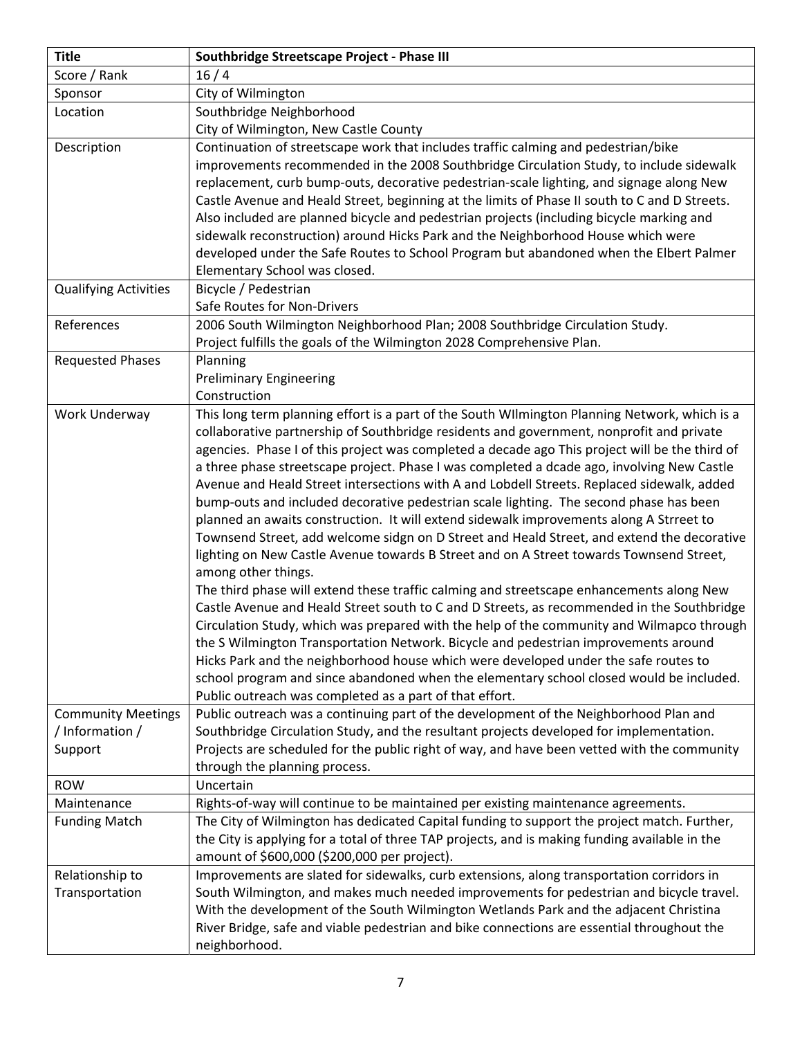| Title | Southbridge Streetscape Project - Phase III |
|---|---|
| Score / Rank | 16 / 4 |
| Sponsor | City of Wilmington |
| Location | Southbridge Neighborhood<br>City of Wilmington, New Castle County |
| Description | Continuation of streetscape work that includes traffic calming and pedestrian/bike improvements recommended in the 2008 Southbridge Circulation Study, to include sidewalk replacement, curb bump-outs, decorative pedestrian-scale lighting, and signage along New Castle Avenue and Heald Street, beginning at the limits of Phase II south to C and D Streets. Also included are planned bicycle and pedestrian projects (including bicycle marking and sidewalk reconstruction) around Hicks Park and the Neighborhood House which were developed under the Safe Routes to School Program but abandoned when the Elbert Palmer Elementary School was closed. |
| Qualifying Activities | Bicycle / Pedestrian<br>Safe Routes for Non-Drivers |
| References | 2006 South Wilmington Neighborhood Plan; 2008 Southbridge Circulation Study.<br>Project fulfills the goals of the Wilmington 2028 Comprehensive Plan. |
| Requested Phases | Planning<br>Preliminary Engineering<br>Construction |
| Work Underway | This long term planning effort is a part of the South WIlmington Planning Network, which is a collaborative partnership of Southbridge residents and government, nonprofit and private agencies. Phase I of this project was completed a decade ago This project will be the third of a three phase streetscape project. Phase I was completed a dcade ago, involving New Castle Avenue and Heald Street intersections with A and Lobdell Streets. Replaced sidewalk, added bump-outs and included decorative pedestrian scale lighting. The second phase has been planned an awaits construction. It will extend sidewalk improvements along A Strreet to Townsend Street, add welcome sidgn on D Street and Heald Street, and extend the decorative lighting on New Castle Avenue towards B Street and on A Street towards Townsend Street, among other things.<br>The third phase will extend these traffic calming and streetscape enhancements along New Castle Avenue and Heald Street south to C and D Streets, as recommended in the Southbridge Circulation Study, which was prepared with the help of the community and Wilmapco through the S Wilmington Transportation Network. Bicycle and pedestrian improvements around Hicks Park and the neighborhood house which were developed under the safe routes to school program and since abandoned when the elementary school closed would be included. Public outreach was completed as a part of that effort. |
| Community Meetings / Information / Support | Public outreach was a continuing part of the development of the Neighborhood Plan and Southbridge Circulation Study, and the resultant projects developed for implementation. Projects are scheduled for the public right of way, and have been vetted with the community through the planning process. |
| ROW | Uncertain |
| Maintenance | Rights-of-way will continue to be maintained per existing maintenance agreements. |
| Funding Match | The City of Wilmington has dedicated Capital funding to support the project match. Further, the City is applying for a total of three TAP projects, and is making funding available in the amount of $600,000 ($200,000 per project). |
| Relationship to Transportation | Improvements are slated for sidewalks, curb extensions, along transportation corridors in South Wilmington, and makes much needed improvements for pedestrian and bicycle travel. With the development of the South Wilmington Wetlands Park and the adjacent Christina River Bridge, safe and viable pedestrian and bike connections are essential throughout the neighborhood. |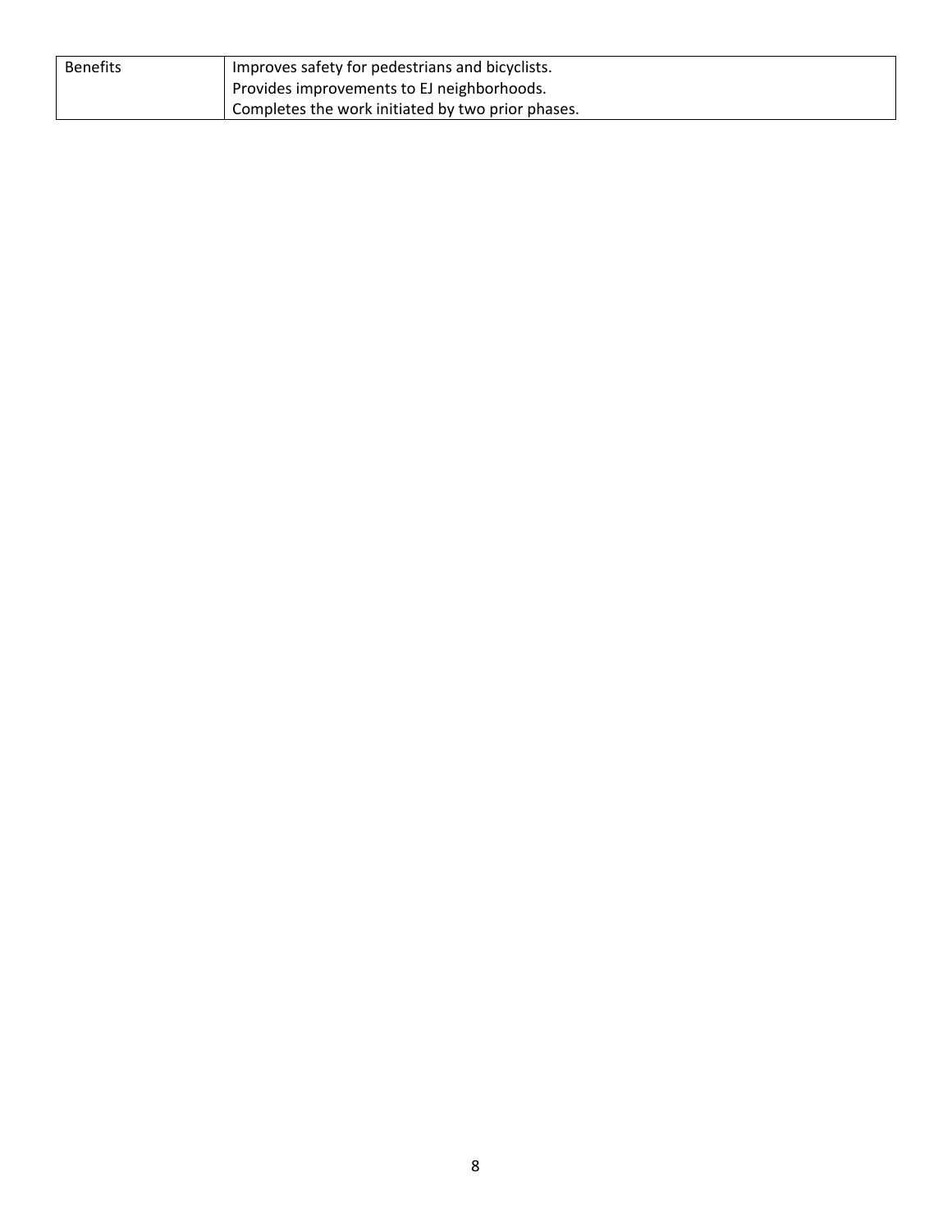| Benefits | Improves safety for pedestrians and bicyclists.<br>Provides improvements to EJ neighborhoods.<br>Completes the work initiated by two prior phases. |
|---|---|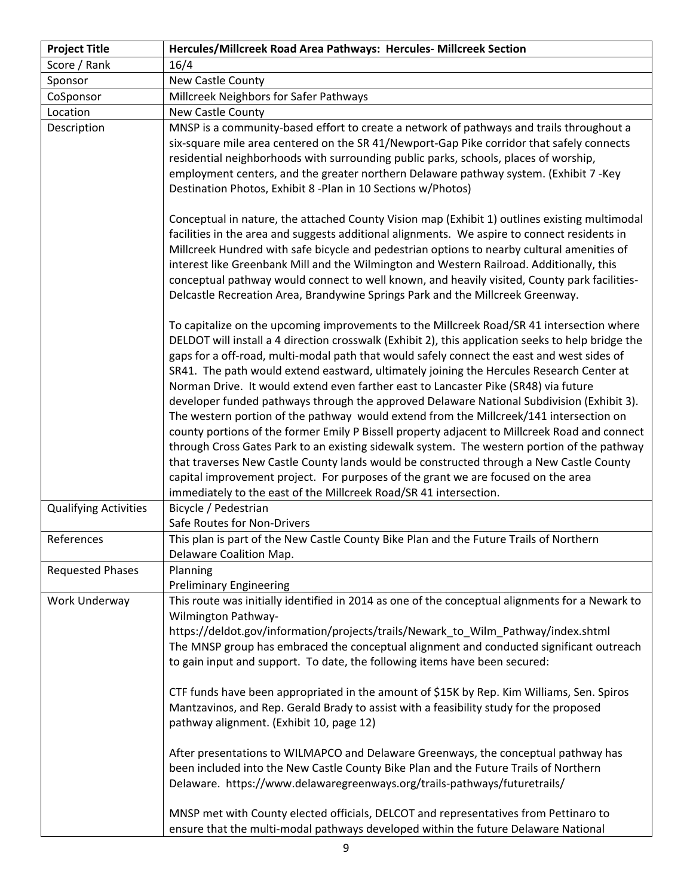| Project Title | Hercules/Millcreek Road Area Pathways: Hercules- Millcreek Section |
|---|---|
| Score / Rank | 16/4 |
| Sponsor | New Castle County |
| CoSponsor | Millcreek Neighbors for Safer Pathways |
| Location | New Castle County |
| Description | MNSP is a community-based effort to create a network of pathways and trails throughout a six-square mile area centered on the SR 41/Newport-Gap Pike corridor that safely connects residential neighborhoods with surrounding public parks, schools, places of worship, employment centers, and the greater northern Delaware pathway system. (Exhibit 7 -Key Destination Photos, Exhibit 8 -Plan in 10 Sections w/Photos)<br><br>Conceptual in nature, the attached County Vision map (Exhibit 1) outlines existing multimodal facilities in the area and suggests additional alignments. We aspire to connect residents in Millcreek Hundred with safe bicycle and pedestrian options to nearby cultural amenities of interest like Greenbank Mill and the Wilmington and Western Railroad. Additionally, this conceptual pathway would connect to well known, and heavily visited, County park facilities- Delcastle Recreation Area, Brandywine Springs Park and the Millcreek Greenway.<br><br>To capitalize on the upcoming improvements to the Millcreek Road/SR 41 intersection where DELDOT will install a 4 direction crosswalk (Exhibit 2), this application seeks to help bridge the gaps for a off-road, multi-modal path that would safely connect the east and west sides of SR41. The path would extend eastward, ultimately joining the Hercules Research Center at Norman Drive. It would extend even farther east to Lancaster Pike (SR48) via future developer funded pathways through the approved Delaware National Subdivision (Exhibit 3). The western portion of the pathway would extend from the Millcreek/141 intersection on county portions of the former Emily P Bissell property adjacent to Millcreek Road and connect through Cross Gates Park to an existing sidewalk system. The western portion of the pathway that traverses New Castle County lands would be constructed through a New Castle County capital improvement project. For purposes of the grant we are focused on the area immediately to the east of the Millcreek Road/SR 41 intersection. |
| Qualifying Activities | Bicycle / Pedestrian<br>Safe Routes for Non-Drivers |
| References | This plan is part of the New Castle County Bike Plan and the Future Trails of Northern Delaware Coalition Map. |
| Requested Phases | Planning<br>Preliminary Engineering |
| Work Underway | This route was initially identified in 2014 as one of the conceptual alignments for a Newark to Wilmington Pathway-<br>https://deldot.gov/information/projects/trails/Newark_to_Wilm_Pathway/index.shtml<br>The MNSP group has embraced the conceptual alignment and conducted significant outreach to gain input and support. To date, the following items have been secured:<br><br>CTF funds have been appropriated in the amount of $15K by Rep. Kim Williams, Sen. Spiros Mantzavinos, and Rep. Gerald Brady to assist with a feasibility study for the proposed pathway alignment. (Exhibit 10, page 12)<br><br>After presentations to WILMAPCO and Delaware Greenways, the conceptual pathway has been included into the New Castle County Bike Plan and the Future Trails of Northern Delaware. https://www.delawaregreenways.org/trails-pathways/futuretrails/<br><br>MNSP met with County elected officials, DELCOT and representatives from Pettinaro to ensure that the multi-modal pathways developed within the future Delaware National |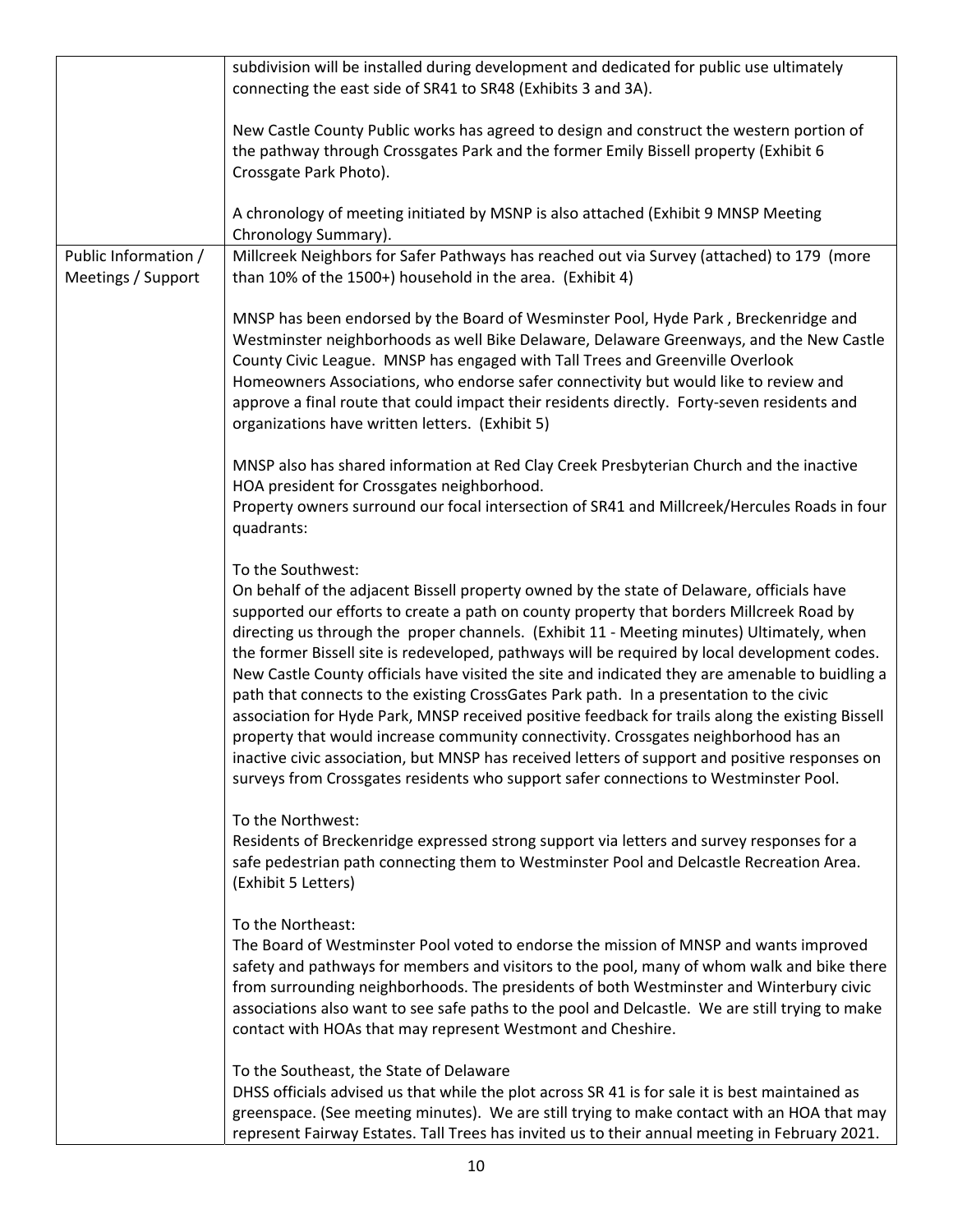| | |
|---|---|
| | subdivision will be installed during development and dedicated for public use ultimately connecting the east side of SR41 to SR48 (Exhibits 3 and 3A).<br><br>New Castle County Public works has agreed to design and construct the western portion of the pathway through Crossgates Park and the former Emily Bissell property (Exhibit 6 Crossgate Park Photo).<br><br>A chronology of meeting initiated by MSNP is also attached (Exhibit 9 MNSP Meeting Chronology Summary). |
| Public Information / Meetings / Support | Millcreek Neighbors for Safer Pathways has reached out via Survey (attached) to 179 (more than 10% of the 1500+) household in the area. (Exhibit 4)<br><br>MNSP has been endorsed by the Board of Wesminster Pool, Hyde Park , Breckenridge and Westminster neighborhoods as well Bike Delaware, Delaware Greenways, and the New Castle County Civic League. MNSP has engaged with Tall Trees and Greenville Overlook Homeowners Associations, who endorse safer connectivity but would like to review and approve a final route that could impact their residents directly. Forty-seven residents and organizations have written letters. (Exhibit 5)<br><br>MNSP also has shared information at Red Clay Creek Presbyterian Church and the inactive HOA president for Crossgates neighborhood.<br>Property owners surround our focal intersection of SR41 and Millcreek/Hercules Roads in four quadrants:<br><br>To the Southwest:<br>On behalf of the adjacent Bissell property owned by the state of Delaware, officials have supported our efforts to create a path on county property that borders Millcreek Road by directing us through the proper channels. (Exhibit 11 - Meeting minutes) Ultimately, when the former Bissell site is redeveloped, pathways will be required by local development codes. New Castle County officials have visited the site and indicated they are amenable to buidling a path that connects to the existing CrossGates Park path. In a presentation to the civic association for Hyde Park, MNSP received positive feedback for trails along the existing Bissell property that would increase community connectivity. Crossgates neighborhood has an inactive civic association, but MNSP has received letters of support and positive responses on surveys from Crossgates residents who support safer connections to Westminster Pool.<br><br>To the Northwest:<br>Residents of Breckenridge expressed strong support via letters and survey responses for a safe pedestrian path connecting them to Westminster Pool and Delcastle Recreation Area. (Exhibit 5 Letters)<br><br>To the Northeast:<br>The Board of Westminster Pool voted to endorse the mission of MNSP and wants improved safety and pathways for members and visitors to the pool, many of whom walk and bike there from surrounding neighborhoods. The presidents of both Westminster and Winterbury civic associations also want to see safe paths to the pool and Delcastle. We are still trying to make contact with HOAs that may represent Westmont and Cheshire.<br><br>To the Southeast, the State of Delaware<br>DHSS officials advised us that while the plot across SR 41 is for sale it is best maintained as greenspace. (See meeting minutes). We are still trying to make contact with an HOA that may represent Fairway Estates. Tall Trees has invited us to their annual meeting in February 2021. |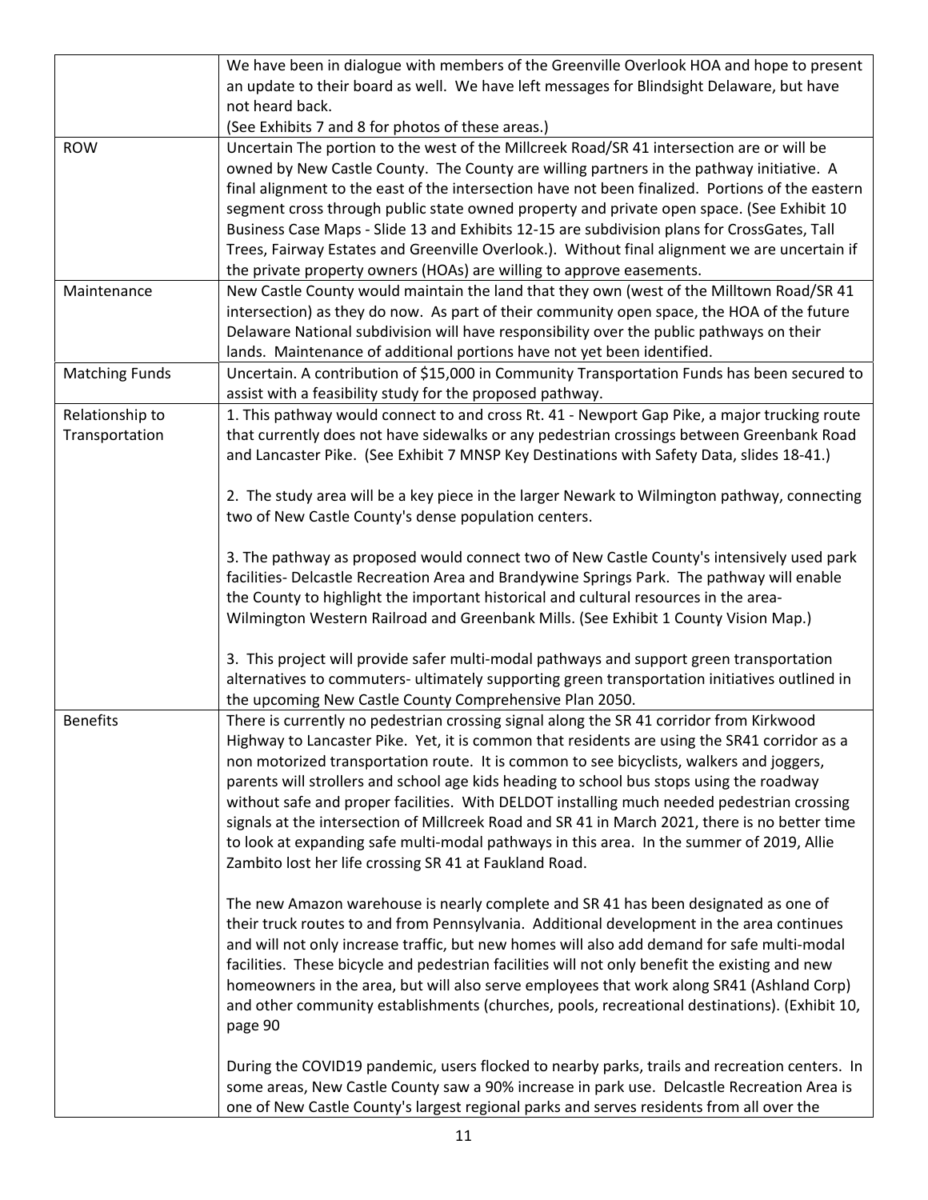| | |
|---|---|
| | We have been in dialogue with members of the Greenville Overlook HOA and hope to present an update to their board as well. We have left messages for Blindsight Delaware, but have not heard back.<br>(See Exhibits 7 and 8 for photos of these areas.) |
| ROW | Uncertain The portion to the west of the Millcreek Road/SR 41 intersection are or will be owned by New Castle County. The County are willing partners in the pathway initiative. A final alignment to the east of the intersection have not been finalized. Portions of the eastern segment cross through public state owned property and private open space. (See Exhibit 10 Business Case Maps - Slide 13 and Exhibits 12-15 are subdivision plans for CrossGates, Tall Trees, Fairway Estates and Greenville Overlook.). Without final alignment we are uncertain if the private property owners (HOAs) are willing to approve easements. |
| Maintenance | New Castle County would maintain the land that they own (west of the Milltown Road/SR 41 intersection) as they do now. As part of their community open space, the HOA of the future Delaware National subdivision will have responsibility over the public pathways on their lands. Maintenance of additional portions have not yet been identified. |
| Matching Funds | Uncertain. A contribution of $15,000 in Community Transportation Funds has been secured to assist with a feasibility study for the proposed pathway. |
| Relationship to Transportation | 1. This pathway would connect to and cross Rt. 41 - Newport Gap Pike, a major trucking route that currently does not have sidewalks or any pedestrian crossings between Greenbank Road and Lancaster Pike. (See Exhibit 7 MNSP Key Destinations with Safety Data, slides 18-41.)<br><br>2. The study area will be a key piece in the larger Newark to Wilmington pathway, connecting two of New Castle County's dense population centers.<br><br>3. The pathway as proposed would connect two of New Castle County's intensively used park facilities- Delcastle Recreation Area and Brandywine Springs Park. The pathway will enable the County to highlight the important historical and cultural resources in the area- Wilmington Western Railroad and Greenbank Mills. (See Exhibit 1 County Vision Map.)<br><br>3. This project will provide safer multi-modal pathways and support green transportation alternatives to commuters- ultimately supporting green transportation initiatives outlined in the upcoming New Castle County Comprehensive Plan 2050. |
| Benefits | There is currently no pedestrian crossing signal along the SR 41 corridor from Kirkwood Highway to Lancaster Pike. Yet, it is common that residents are using the SR41 corridor as a non motorized transportation route. It is common to see bicyclists, walkers and joggers, parents will strollers and school age kids heading to school bus stops using the roadway without safe and proper facilities. With DELDOT installing much needed pedestrian crossing signals at the intersection of Millcreek Road and SR 41 in March 2021, there is no better time to look at expanding safe multi-modal pathways in this area. In the summer of 2019, Allie Zambito lost her life crossing SR 41 at Faukland Road.<br><br>The new Amazon warehouse is nearly complete and SR 41 has been designated as one of their truck routes to and from Pennsylvania. Additional development in the area continues and will not only increase traffic, but new homes will also add demand for safe multi-modal facilities. These bicycle and pedestrian facilities will not only benefit the existing and new homeowners in the area, but will also serve employees that work along SR41 (Ashland Corp) and other community establishments (churches, pools, recreational destinations). (Exhibit 10, page 90<br><br>During the COVID19 pandemic, users flocked to nearby parks, trails and recreation centers. In some areas, New Castle County saw a 90% increase in park use. Delcastle Recreation Area is one of New Castle County's largest regional parks and serves residents from all over the |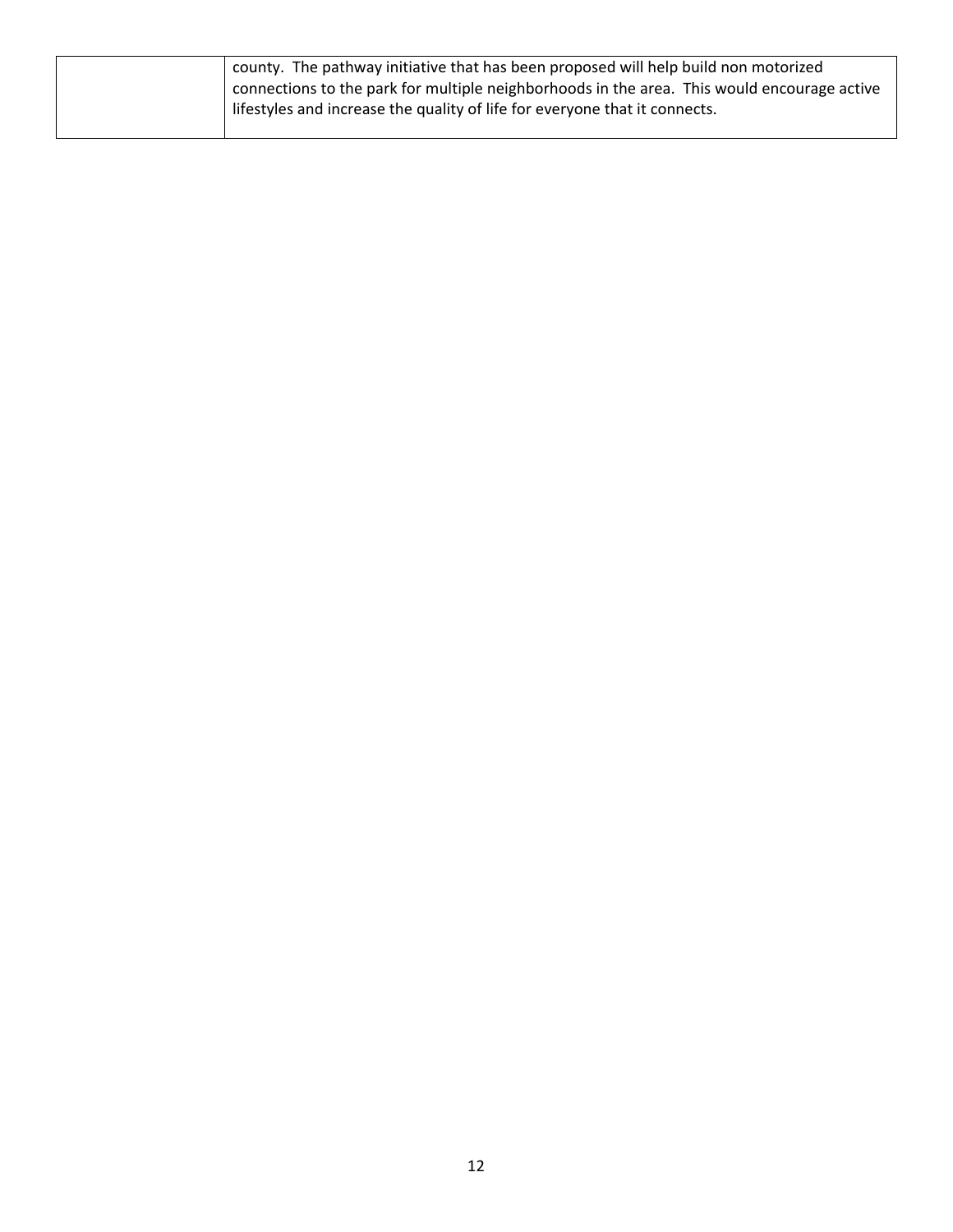| | |
|---|---|
| | county. The pathway initiative that has been proposed will help build non motorized connections to the park for multiple neighborhoods in the area. This would encourage active lifestyles and increase the quality of life for everyone that it connects. |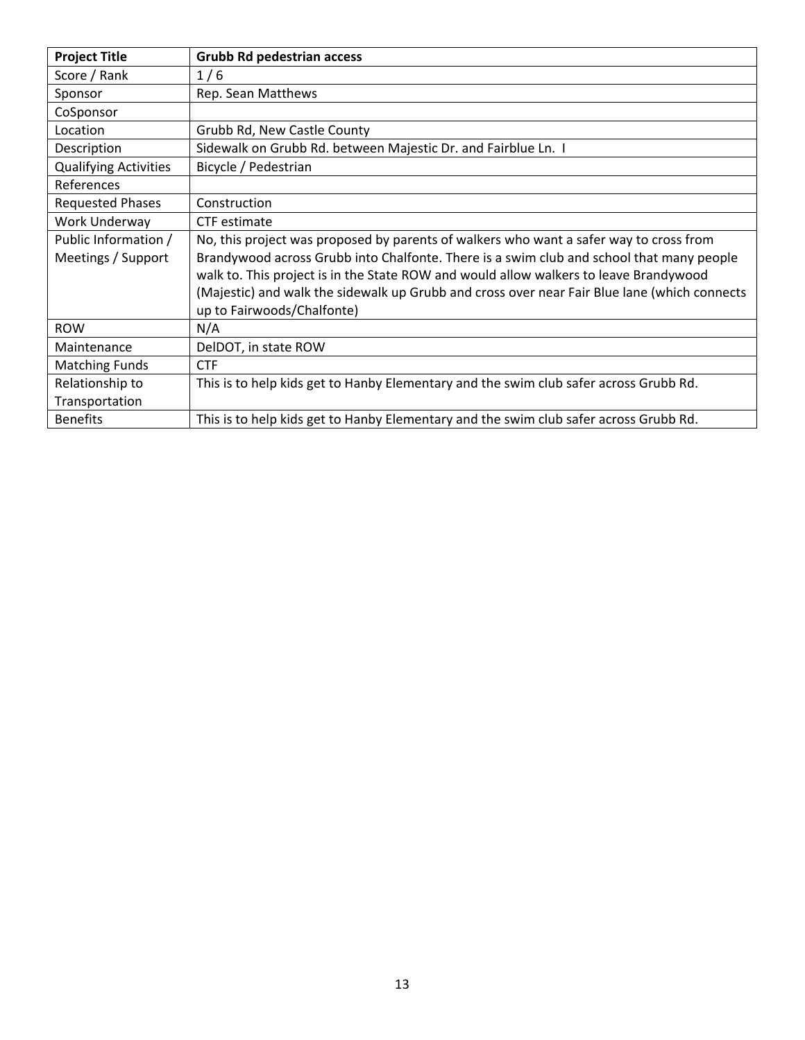| **Project Title** | **Grubb Rd pedestrian access** |
|---|---|
| Score / Rank | 1 / 6 |
| Sponsor | Rep. Sean Matthews |
| CoSponsor | |
| Location | Grubb Rd, New Castle County |
| Description | Sidewalk on Grubb Rd. between Majestic Dr. and Fairblue Ln. I |
| Qualifying Activities | Bicycle / Pedestrian |
| References | |
| Requested Phases | Construction |
| Work Underway | CTF estimate |
| Public Information / Meetings / Support | No, this project was proposed by parents of walkers who want a safer way to cross from Brandywood across Grubb into Chalfonte. There is a swim club and school that many people walk to. This project is in the State ROW and would allow walkers to leave Brandywood (Majestic) and walk the sidewalk up Grubb and cross over near Fair Blue lane (which connects up to Fairwoods/Chalfonte) |
| ROW | N/A |
| Maintenance | DelDOT, in state ROW |
| Matching Funds | CTF |
| Relationship to Transportation | This is to help kids get to Hanby Elementary and the swim club safer across Grubb Rd. |
| Benefits | This is to help kids get to Hanby Elementary and the swim club safer across Grubb Rd. |